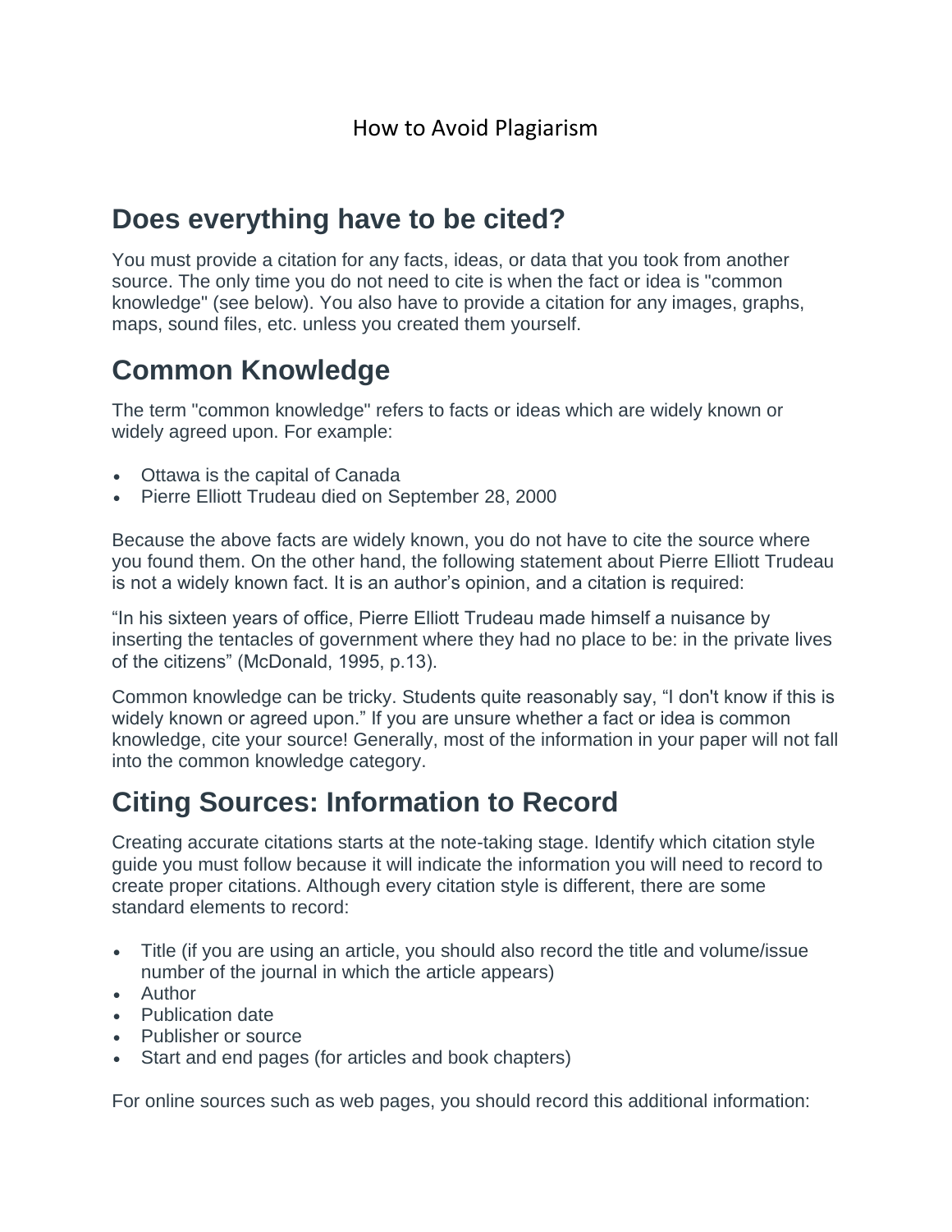# How to Avoid Plagiarism

## Does everything have to be cited?

You must provide a citation for any facts, ideas, or data that you took from another source. The only time you do not need to cite is when the fact or idea is "common knowledge" (see below). You also have to provide a citation for any images, graphs, maps, sound files, etc. unless you created them yourself.

## Common Knowledge

The term "common knowledge" refers to facts or ideas which are widely known or widely agreed upon. For example:

- Ottawa is the capital of Canada
- Pierre Elliott Trudeau died on September 28, 2000

Because the above facts are widely known, you do not have to cite the source where you found them. On the other hand, the following statement about Pierre Elliott Trudeau is not a widely known fact. It is an author's opinion, and a citation is required:

"In his sixteen years of office, Pierre Elliott Trudeau made himself a nuisance by inserting the tentacles of government where they had no place to be: in the private lives of the citizens" (McDonald, 1995, p.13).

Common knowledge can be tricky. Students quite reasonably say, "I don't know if this is widely known or agreed upon." If you are unsure whether a fact or idea is common knowledge, cite your source! Generally, most of the information in your paper will not fall into the common knowledge category.

## Citing Sources: Information to Record

Creating accurate citations starts at the note-taking stage. Identify which citation style guide you must follow because it will indicate the information you will need to record to create proper citations. Although every citation style is different, there are some standard elements to record:

- Title (if you are using an article, you should also record the title and volume/issue number of the journal in which the article appears)
- Author
- Publication date
- Publisher or source
- Start and end pages (for articles and book chapters)

For online sources such as web pages, you should record this additional information: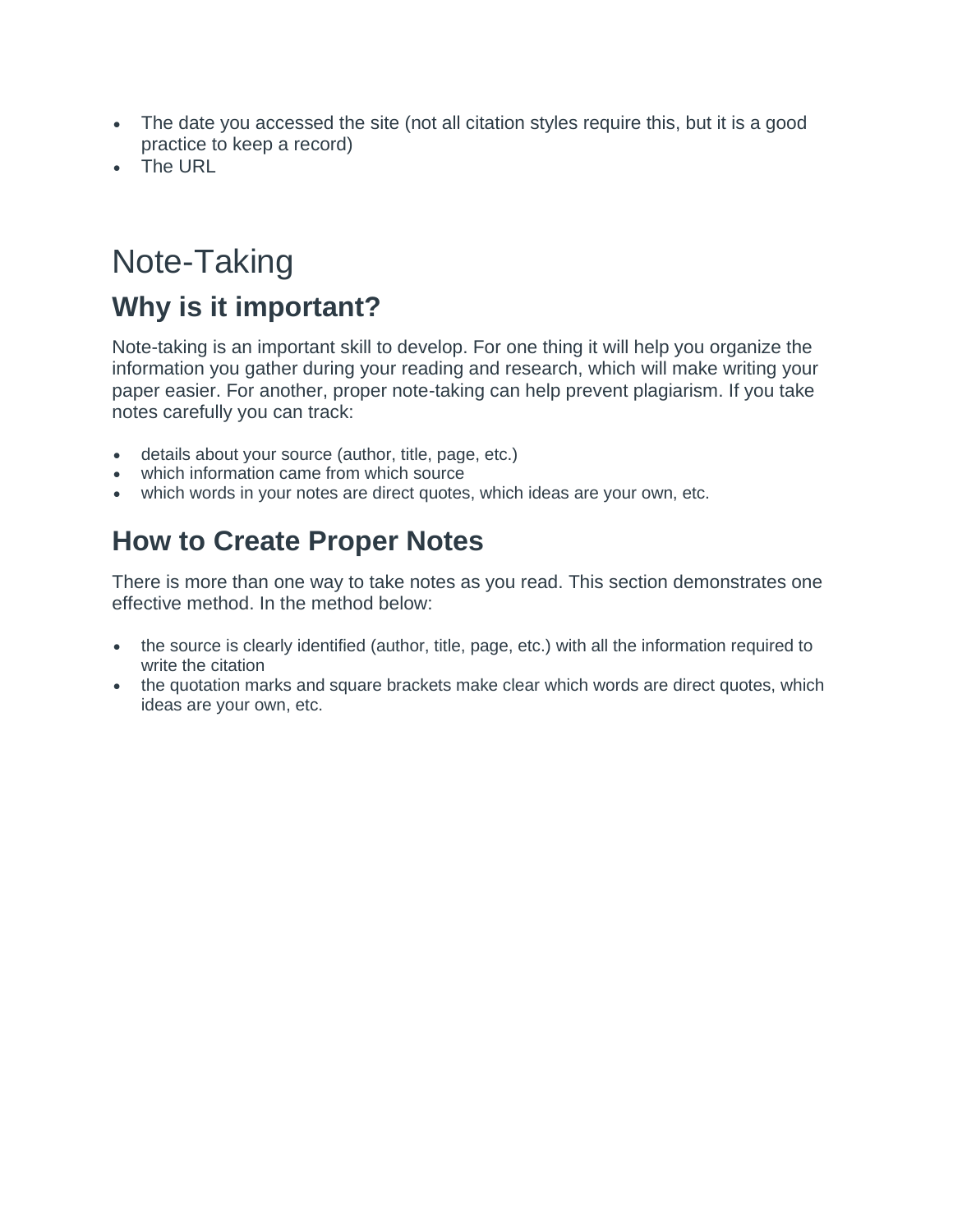- The date you accessed the site (not all citation styles require this, but it is a good practice to keep a record)
- The URL

# Note-Taking

## Why is it important?

Note-taking is an important skill to develop. For one thing it will help you organize the information you gather during your reading and research, which will make writing your paper easier. For another, proper note-taking can help prevent plagiarism. If you take notes carefully you can track:

- details about your source (author, title, page, etc.)
- which information came from which source
- which words in your notes are direct quotes, which ideas are your own, etc.

## How to Create Proper Notes

There is more than one way to take notes as you read. This section demonstrates one effective method. In the method below:

- the source is clearly identified (author, title, page, etc.) with all the information required to write the citation
- the quotation marks and square brackets make clear which words are direct quotes, which ideas are your own, etc.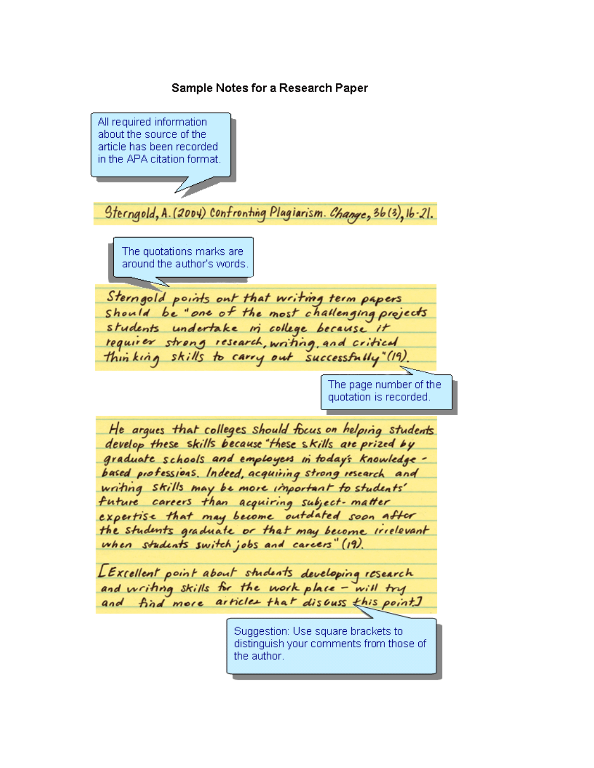# Sample Notes for a Research Paper

> All required information about the source of the article has been recorded in the APA citation format.

Sterngold, A. (2004) Confronting Plagiarism. *Change*, 36(3), 16-21.

> The quotations marks are around the author's words.

Sterngold points out that writing term papers should be "one of the most challenging projects students undertake in college because it requires strong research, writing, and critical thinking skills to carry out successfully" (19).

> The page number of the quotation is recorded.

He argues that colleges should focus on helping students develop these skills because "these skills are prized by graduate schools and employers in today's knowledge-based professions. Indeed, acquiring strong research and writing skills may be more important to students' future careers than acquiring subject-matter expertise that may become outdated soon after the students graduate or that may become irrelevant when students switch jobs and careers" (19).

[Excellent point about students developing research and writing skills for the work place – will try and find more articles that discuss this point.]

> Suggestion: Use square brackets to distinguish your comments from those of the author.